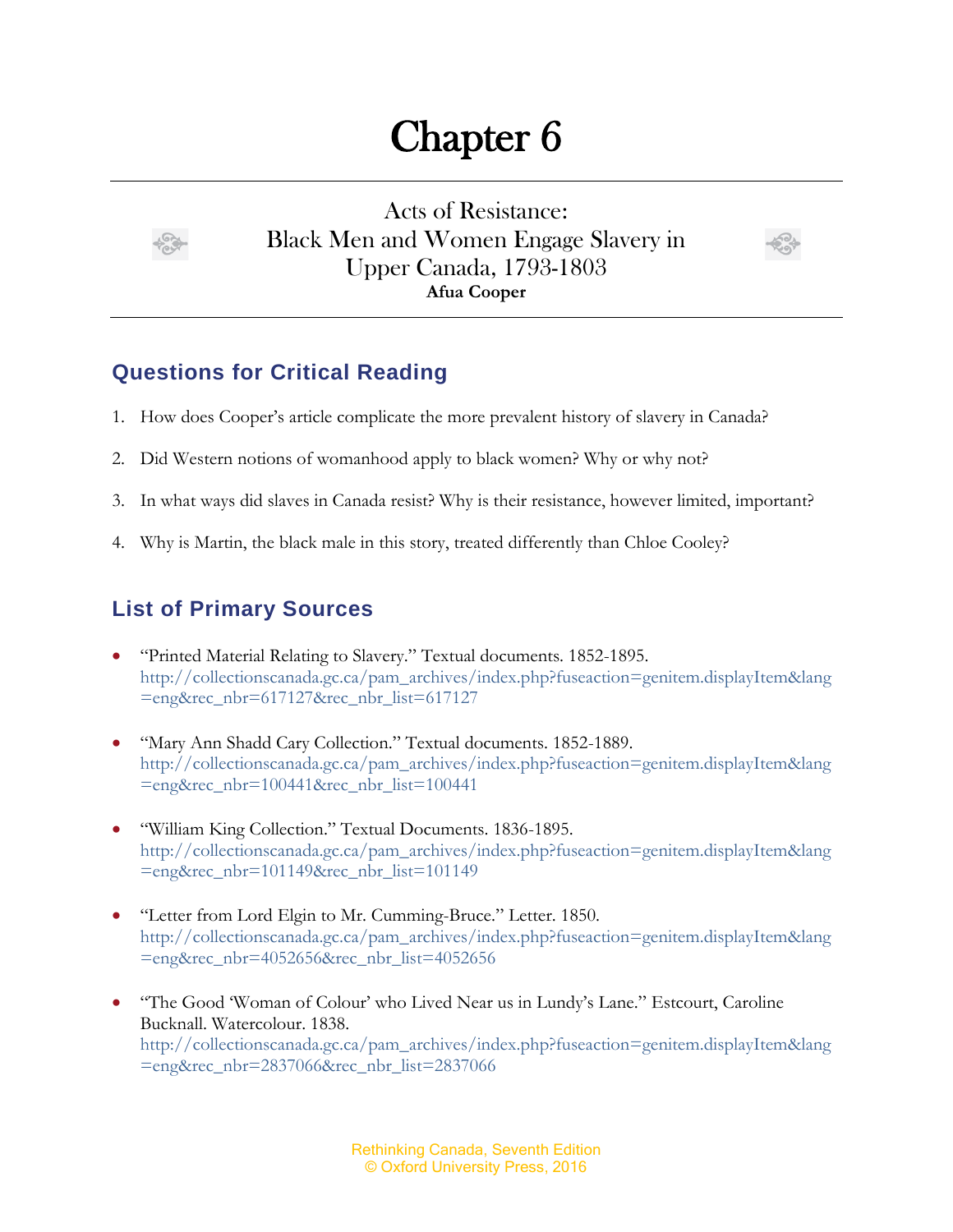# Chapter 6

## Acts of Resistance: Black Men and Women Engage Slavery in Upper Canada, 1793-1803

**Afua Cooper**

## Questions for Critical Reading

1. How does Cooper's article complicate the more prevalent history of slavery in Canada?
2. Did Western notions of womanhood apply to black women? Why or why not?
3. In what ways did slaves in Canada resist? Why is their resistance, however limited, important?
4. Why is Martin, the black male in this story, treated differently than Chloe Cooley?

## List of Primary Sources

- "Printed Material Relating to Slavery." Textual documents. 1852-1895. http://collectionscanada.gc.ca/pam_archives/index.php?fuseaction=genitem.displayItem&lang=eng&rec_nbr=617127&rec_nbr_list=617127
- "Mary Ann Shadd Cary Collection." Textual documents. 1852-1889. http://collectionscanada.gc.ca/pam_archives/index.php?fuseaction=genitem.displayItem&lang=eng&rec_nbr=100441&rec_nbr_list=100441
- "William King Collection." Textual Documents. 1836-1895. http://collectionscanada.gc.ca/pam_archives/index.php?fuseaction=genitem.displayItem&lang=eng&rec_nbr=101149&rec_nbr_list=101149
- "Letter from Lord Elgin to Mr. Cumming-Bruce." Letter. 1850. http://collectionscanada.gc.ca/pam_archives/index.php?fuseaction=genitem.displayItem&lang=eng&rec_nbr=4052656&rec_nbr_list=4052656
- "The Good 'Woman of Colour' who Lived Near us in Lundy's Lane." Estcourt, Caroline Bucknall. Watercolour. 1838. http://collectionscanada.gc.ca/pam_archives/index.php?fuseaction=genitem.displayItem&lang=eng&rec_nbr=2837066&rec_nbr_list=2837066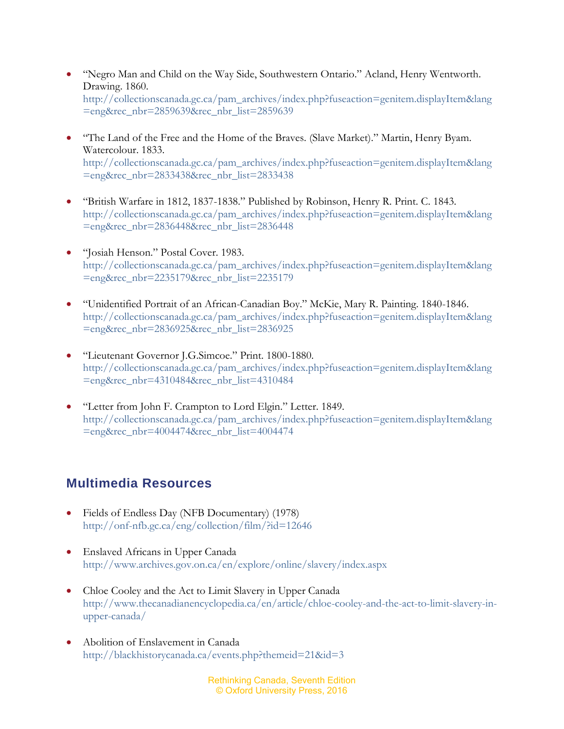- "Negro Man and Child on the Way Side, Southwestern Ontario." Acland, Henry Wentworth. Drawing. 1860. http://collectionscanada.gc.ca/pam_archives/index.php?fuseaction=genitem.displayItem&lang=eng&rec_nbr=2859639&rec_nbr_list=2859639

- "The Land of the Free and the Home of the Braves. (Slave Market)." Martin, Henry Byam. Watercolour. 1833. http://collectionscanada.gc.ca/pam_archives/index.php?fuseaction=genitem.displayItem&lang=eng&rec_nbr=2833438&rec_nbr_list=2833438

- "British Warfare in 1812, 1837-1838." Published by Robinson, Henry R. Print. C. 1843. http://collectionscanada.gc.ca/pam_archives/index.php?fuseaction=genitem.displayItem&lang=eng&rec_nbr=2836448&rec_nbr_list=2836448

- "Josiah Henson." Postal Cover. 1983. http://collectionscanada.gc.ca/pam_archives/index.php?fuseaction=genitem.displayItem&lang=eng&rec_nbr=2235179&rec_nbr_list=2235179

- "Unidentified Portrait of an African-Canadian Boy." McKie, Mary R. Painting. 1840-1846. http://collectionscanada.gc.ca/pam_archives/index.php?fuseaction=genitem.displayItem&lang=eng&rec_nbr=2836925&rec_nbr_list=2836925

- "Lieutenant Governor J.G.Simcoe." Print. 1800-1880. http://collectionscanada.gc.ca/pam_archives/index.php?fuseaction=genitem.displayItem&lang=eng&rec_nbr=4310484&rec_nbr_list=4310484

- "Letter from John F. Crampton to Lord Elgin." Letter. 1849. http://collectionscanada.gc.ca/pam_archives/index.php?fuseaction=genitem.displayItem&lang=eng&rec_nbr=4004474&rec_nbr_list=4004474

## Multimedia Resources

- Fields of Endless Day (NFB Documentary) (1978) http://onf-nfb.gc.ca/eng/collection/film/?id=12646

- Enslaved Africans in Upper Canada http://www.archives.gov.on.ca/en/explore/online/slavery/index.aspx

- Chloe Cooley and the Act to Limit Slavery in Upper Canada http://www.thecanadianencyclopedia.ca/en/article/chloe-cooley-and-the-act-to-limit-slavery-in-upper-canada/

- Abolition of Enslavement in Canada http://blackhistorycanada.ca/events.php?themeid=21&id=3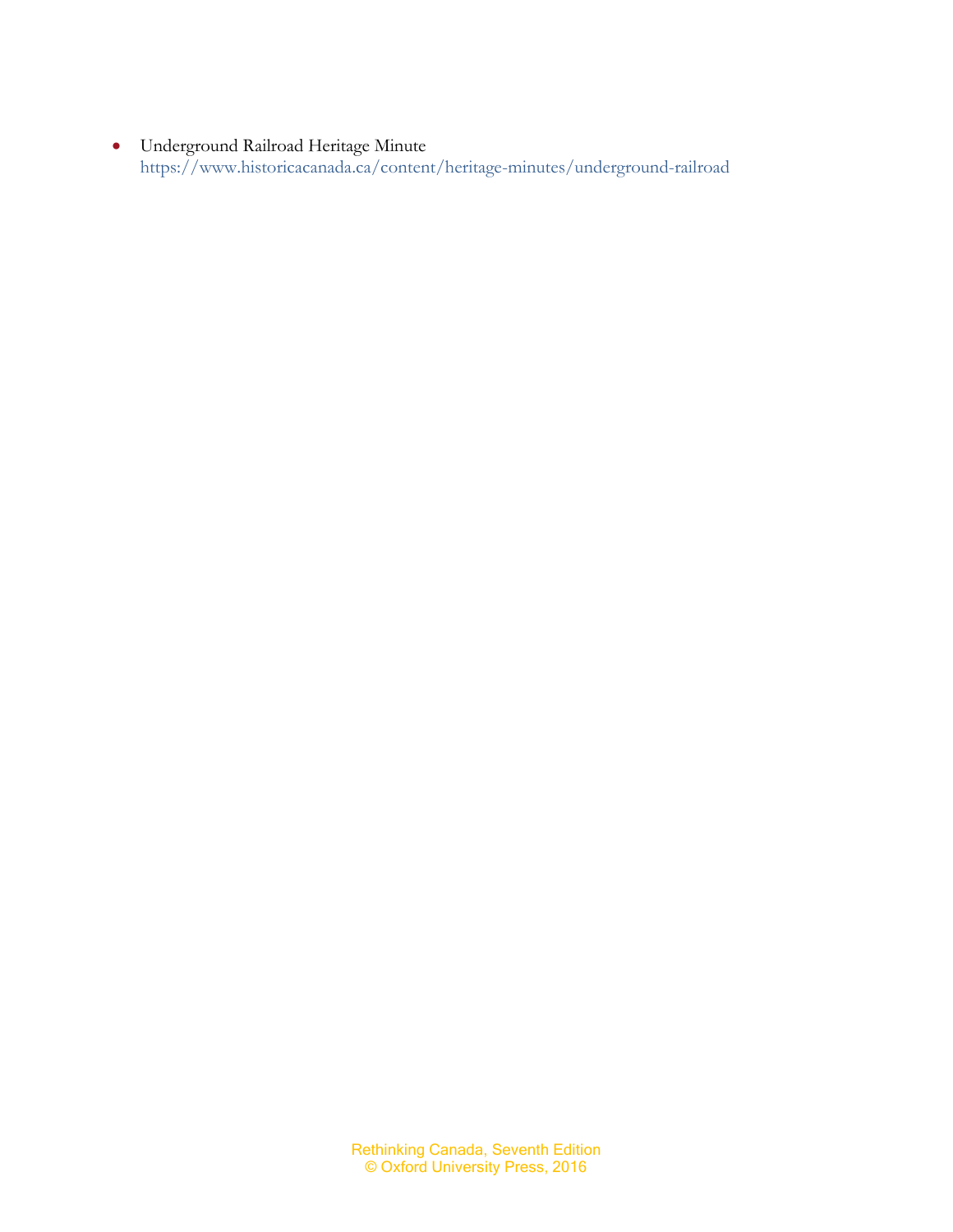- Underground Railroad Heritage Minute
  https://www.historicacanada.ca/content/heritage-minutes/underground-railroad